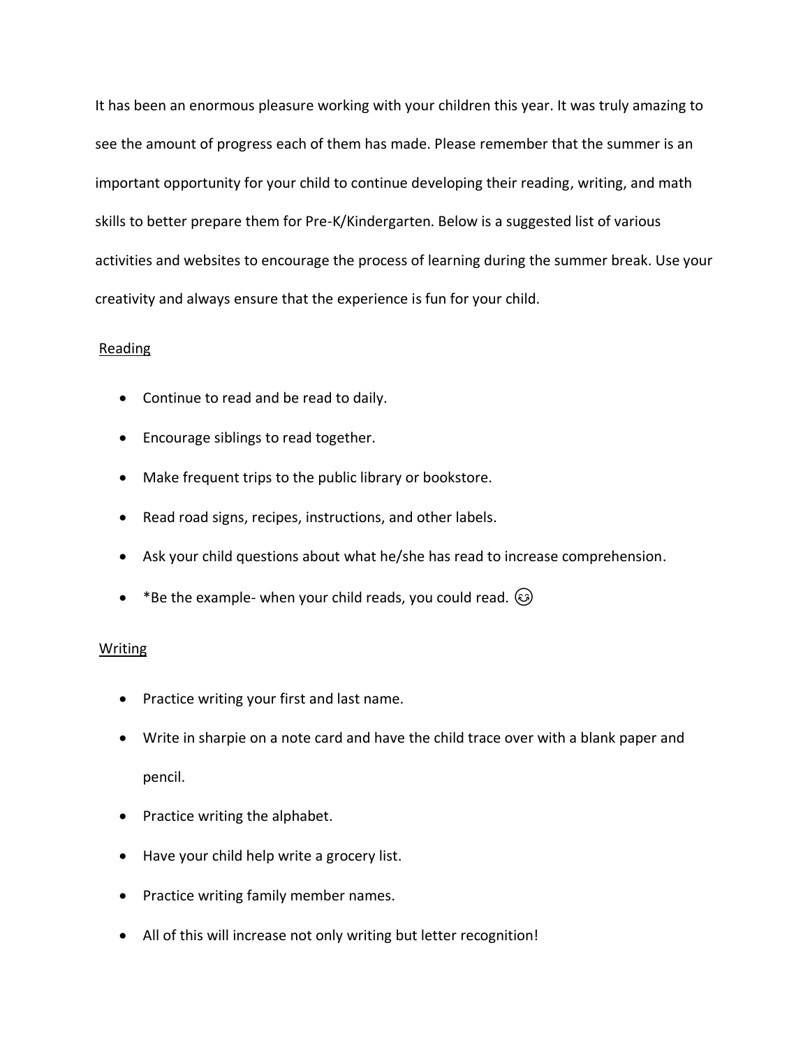It has been an enormous pleasure working with your children this year. It was truly amazing to see the amount of progress each of them has made. Please remember that the summer is an important opportunity for your child to continue developing their reading, writing, and math skills to better prepare them for Pre-K/Kindergarten. Below is a suggested list of various activities and websites to encourage the process of learning during the summer break. Use your creativity and always ensure that the experience is fun for your child.

<u>Reading</u>

- Continue to read and be read to daily.
- Encourage siblings to read together.
- Make frequent trips to the public library or bookstore.
- Read road signs, recipes, instructions, and other labels.
- Ask your child questions about what he/she has read to increase comprehension.
- *Be the example- when your child reads, you could read. 😉

<u>Writing</u>

- Practice writing your first and last name.
- Write in sharpie on a note card and have the child trace over with a blank paper and pencil.
- Practice writing the alphabet.
- Have your child help write a grocery list.
- Practice writing family member names.
- All of this will increase not only writing but letter recognition!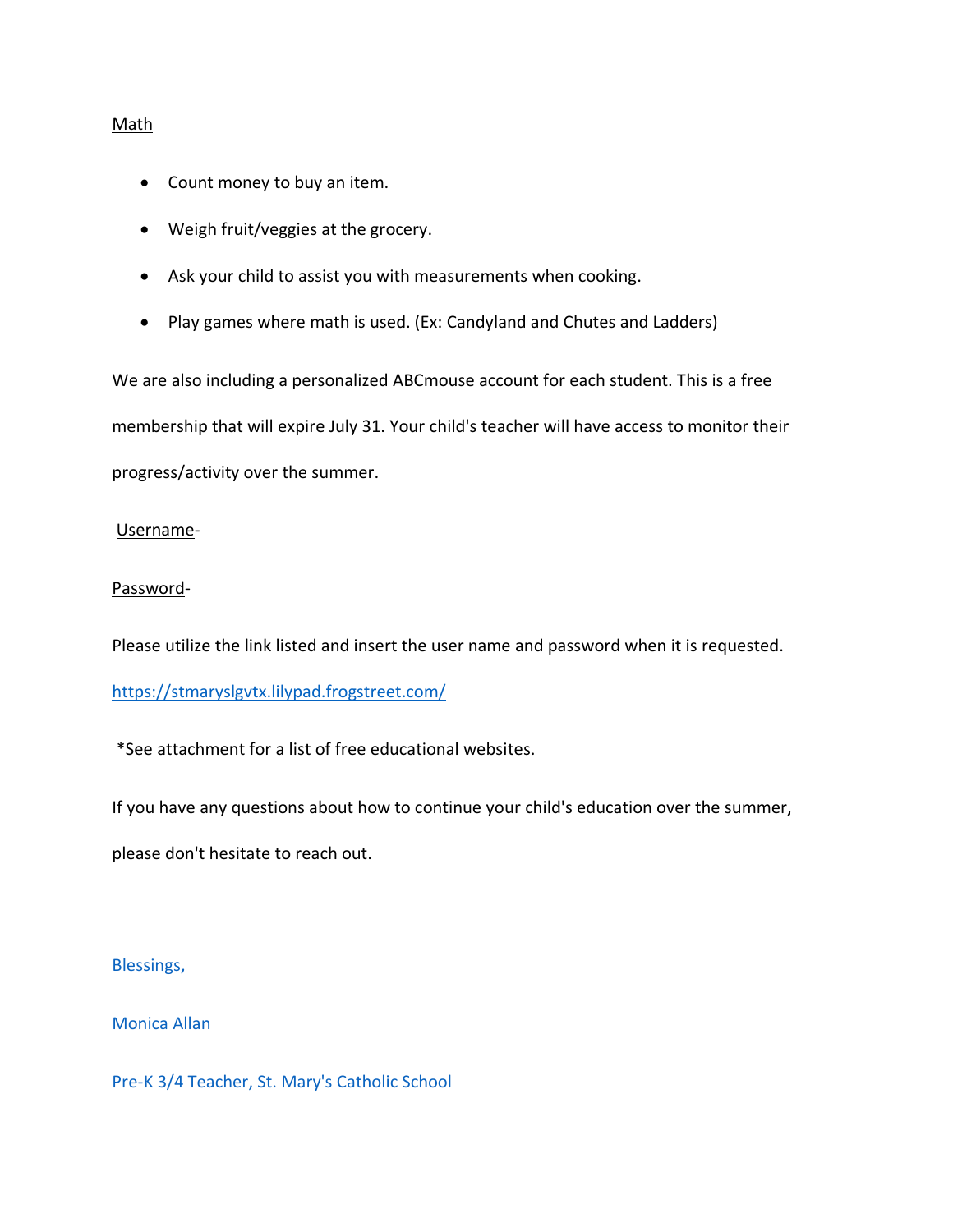Math

- Count money to buy an item.
- Weigh fruit/veggies at the grocery.
- Ask your child to assist you with measurements when cooking.
- Play games where math is used. (Ex: Candyland and Chutes and Ladders)

We are also including a personalized ABCmouse account for each student. This is a free membership that will expire July 31. Your child's teacher will have access to monitor their progress/activity over the summer.

Username-

Password-

Please utilize the link listed and insert the user name and password when it is requested.

https://stmaryslgvtx.lilypad.frogstreet.com/

*See attachment for a list of free educational websites.

If you have any questions about how to continue your child's education over the summer, please don't hesitate to reach out.

Blessings,

Monica Allan

Pre-K 3/4 Teacher, St. Mary's Catholic School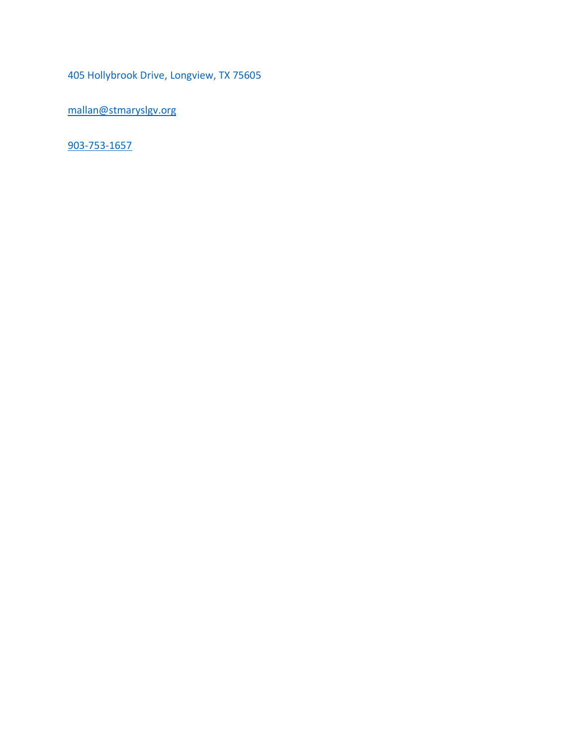405 Hollybrook Drive, Longview, TX 75605

mallan@stmaryslgv.org

903-753-1657